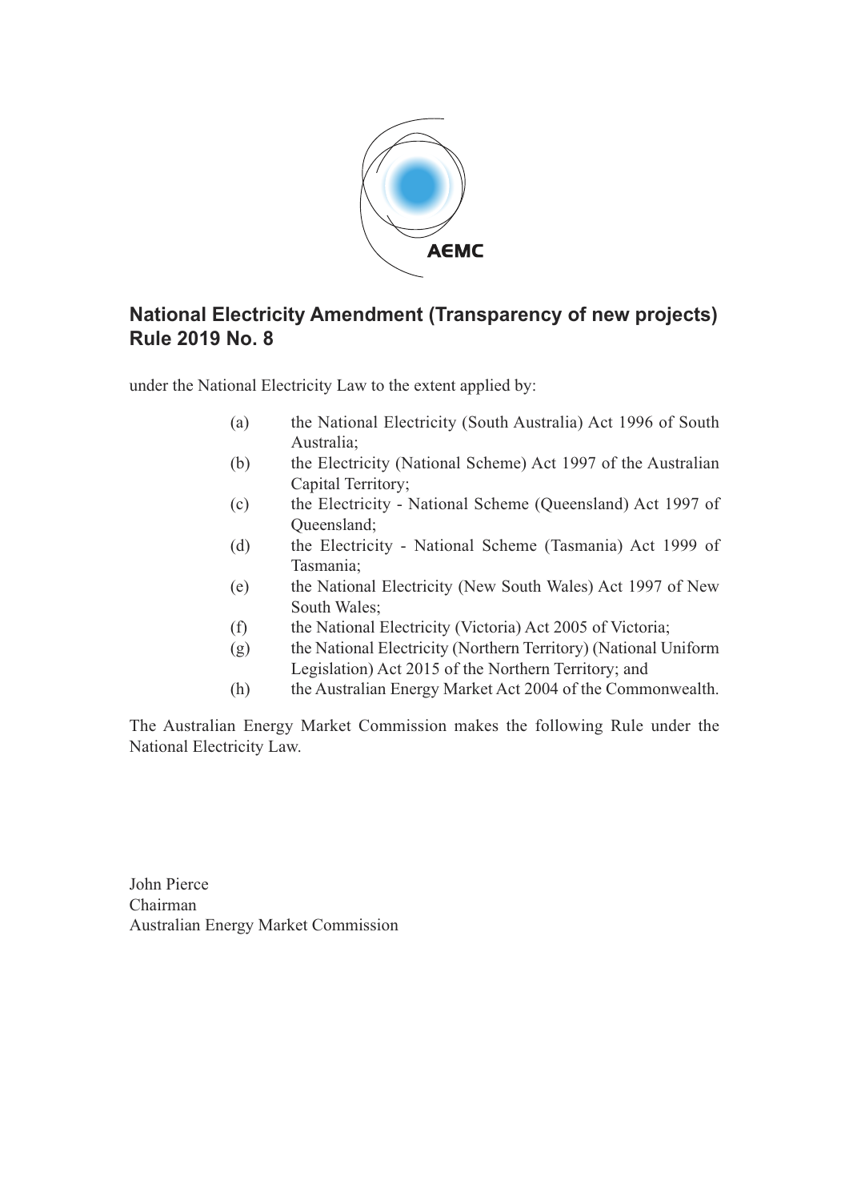AEMC

# National Electricity Amendment (Transparency of new projects) Rule 2019 No. 8

under the National Electricity Law to the extent applied by:

(a) the National Electricity (South Australia) Act 1996 of South Australia;

(b) the Electricity (National Scheme) Act 1997 of the Australian Capital Territory;

(c) the Electricity - National Scheme (Queensland) Act 1997 of Queensland;

(d) the Electricity - National Scheme (Tasmania) Act 1999 of Tasmania;

(e) the National Electricity (New South Wales) Act 1997 of New South Wales;

(f) the National Electricity (Victoria) Act 2005 of Victoria;

(g) the National Electricity (Northern Territory) (National Uniform Legislation) Act 2015 of the Northern Territory; and

(h) the Australian Energy Market Act 2004 of the Commonwealth.

The Australian Energy Market Commission makes the following Rule under the National Electricity Law.

John Pierce
Chairman
Australian Energy Market Commission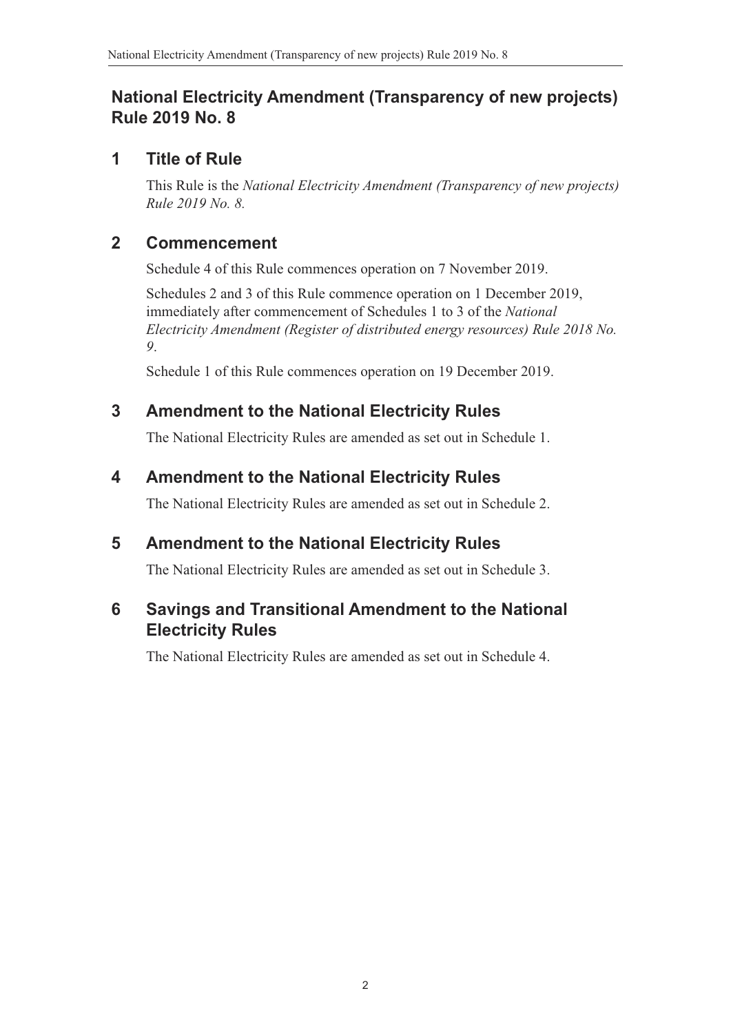# National Electricity Amendment (Transparency of new projects) Rule 2019 No. 8

## 1 Title of Rule

This Rule is the *National Electricity Amendment (Transparency of new projects) Rule 2019 No. 8.*

## 2 Commencement

Schedule 4 of this Rule commences operation on 7 November 2019.

Schedules 2 and 3 of this Rule commence operation on 1 December 2019, immediately after commencement of Schedules 1 to 3 of the *National Electricity Amendment (Register of distributed energy resources) Rule 2018 No. 9*.

Schedule 1 of this Rule commences operation on 19 December 2019.

## 3 Amendment to the National Electricity Rules

The National Electricity Rules are amended as set out in Schedule 1.

## 4 Amendment to the National Electricity Rules

The National Electricity Rules are amended as set out in Schedule 2.

## 5 Amendment to the National Electricity Rules

The National Electricity Rules are amended as set out in Schedule 3.

## 6 Savings and Transitional Amendment to the National Electricity Rules

The National Electricity Rules are amended as set out in Schedule 4.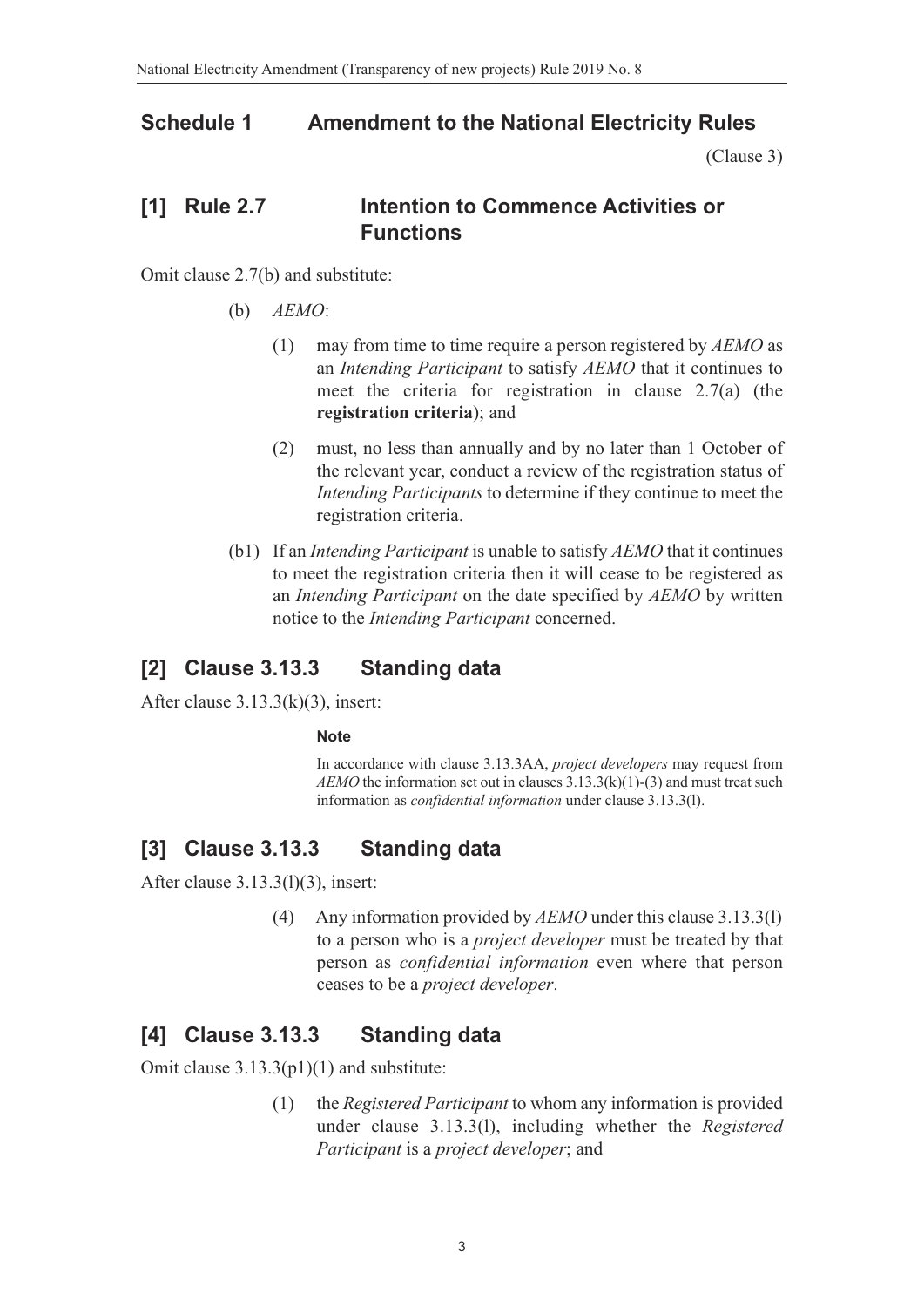## Schedule 1 Amendment to the National Electricity Rules

(Clause 3)

### [1] Rule 2.7 Intention to Commence Activities or Functions

Omit clause 2.7(b) and substitute:

(b) *AEMO*:

(1) may from time to time require a person registered by *AEMO* as an *Intending Participant* to satisfy *AEMO* that it continues to meet the criteria for registration in clause 2.7(a) (the **registration criteria**); and

(2) must, no less than annually and by no later than 1 October of the relevant year, conduct a review of the registration status of *Intending Participants* to determine if they continue to meet the registration criteria.

(b1) If an *Intending Participant* is unable to satisfy *AEMO* that it continues to meet the registration criteria then it will cease to be registered as an *Intending Participant* on the date specified by *AEMO* by written notice to the *Intending Participant* concerned.

### [2] Clause 3.13.3 Standing data

After clause 3.13.3(k)(3), insert:

**Note**

In accordance with clause 3.13.3AA, *project developers* may request from *AEMO* the information set out in clauses 3.13.3(k)(1)-(3) and must treat such information as *confidential information* under clause 3.13.3(l).

### [3] Clause 3.13.3 Standing data

After clause 3.13.3(l)(3), insert:

(4) Any information provided by *AEMO* under this clause 3.13.3(l) to a person who is a *project developer* must be treated by that person as *confidential information* even where that person ceases to be a *project developer*.

### [4] Clause 3.13.3 Standing data

Omit clause 3.13.3(p1)(1) and substitute:

(1) the *Registered Participant* to whom any information is provided under clause 3.13.3(l), including whether the *Registered Participant* is a *project developer*; and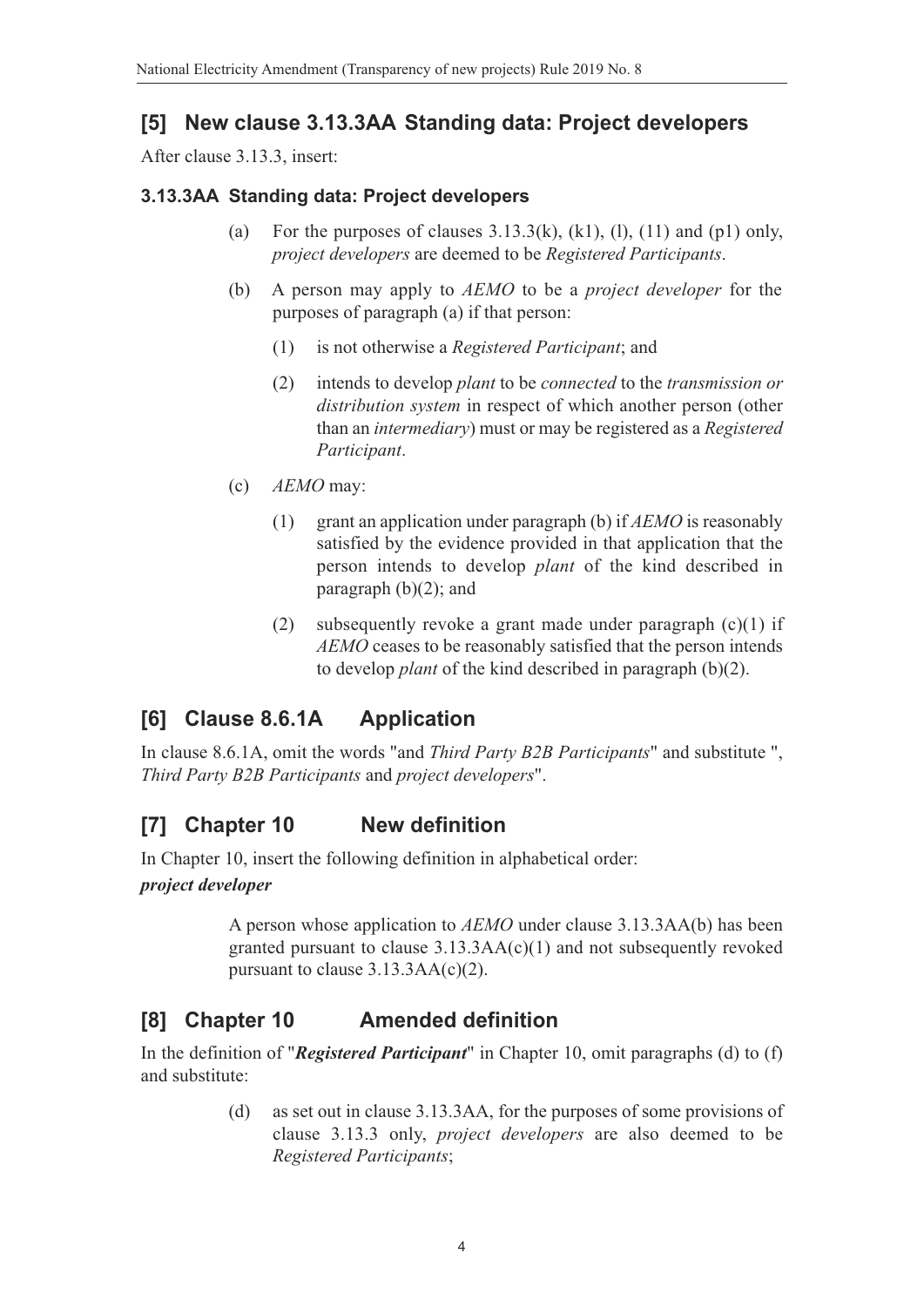## [5] New clause 3.13.3AA Standing data: Project developers

After clause 3.13.3, insert:

### 3.13.3AA Standing data: Project developers

(a) For the purposes of clauses 3.13.3(k), (k1), (l), (11) and (p1) only, *project developers* are deemed to be *Registered Participants*.

(b) A person may apply to *AEMO* to be a *project developer* for the purposes of paragraph (a) if that person:

(1) is not otherwise a *Registered Participant*; and

(2) intends to develop *plant* to be *connected* to the *transmission or distribution system* in respect of which another person (other than an *intermediary*) must or may be registered as a *Registered Participant*.

(c) *AEMO* may:

(1) grant an application under paragraph (b) if *AEMO* is reasonably satisfied by the evidence provided in that application that the person intends to develop *plant* of the kind described in paragraph (b)(2); and

(2) subsequently revoke a grant made under paragraph (c)(1) if *AEMO* ceases to be reasonably satisfied that the person intends to develop *plant* of the kind described in paragraph (b)(2).

## [6] Clause 8.6.1A Application

In clause 8.6.1A, omit the words "and *Third Party B2B Participants*" and substitute ", *Third Party B2B Participants* and *project developers*".

## [7] Chapter 10 New definition

In Chapter 10, insert the following definition in alphabetical order:

***project developer***

A person whose application to *AEMO* under clause 3.13.3AA(b) has been granted pursuant to clause 3.13.3AA(c)(1) and not subsequently revoked pursuant to clause 3.13.3AA(c)(2).

## [8] Chapter 10 Amended definition

In the definition of "***Registered Participant***" in Chapter 10, omit paragraphs (d) to (f) and substitute:

(d) as set out in clause 3.13.3AA, for the purposes of some provisions of clause 3.13.3 only, *project developers* are also deemed to be *Registered Participants*;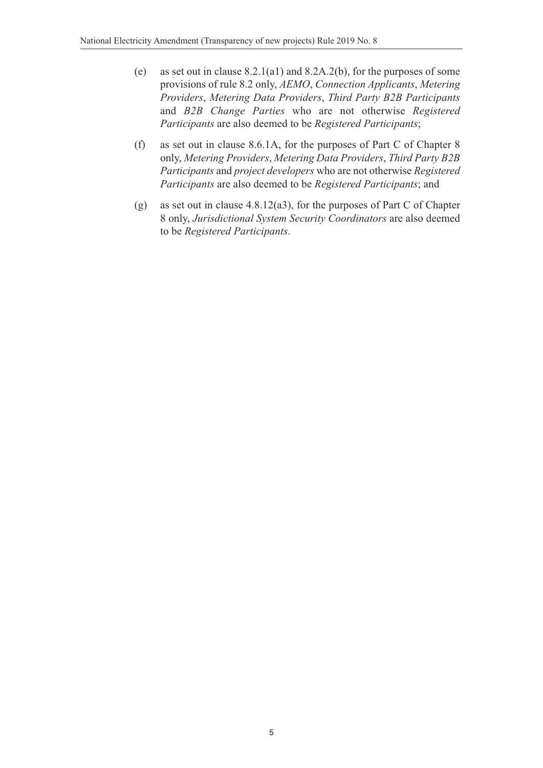(e) as set out in clause 8.2.1(a1) and 8.2A.2(b), for the purposes of some provisions of rule 8.2 only, *AEMO*, *Connection Applicants*, *Metering Providers*, *Metering Data Providers*, *Third Party B2B Participants* and *B2B Change Parties* who are not otherwise *Registered Participants* are also deemed to be *Registered Participants*;

(f) as set out in clause 8.6.1A, for the purposes of Part C of Chapter 8 only, *Metering Providers*, *Metering Data Providers*, *Third Party B2B Participants* and *project developers* who are not otherwise *Registered Participants* are also deemed to be *Registered Participants*; and

(g) as set out in clause 4.8.12(a3), for the purposes of Part C of Chapter 8 only, *Jurisdictional System Security Coordinators* are also deemed to be *Registered Participants*.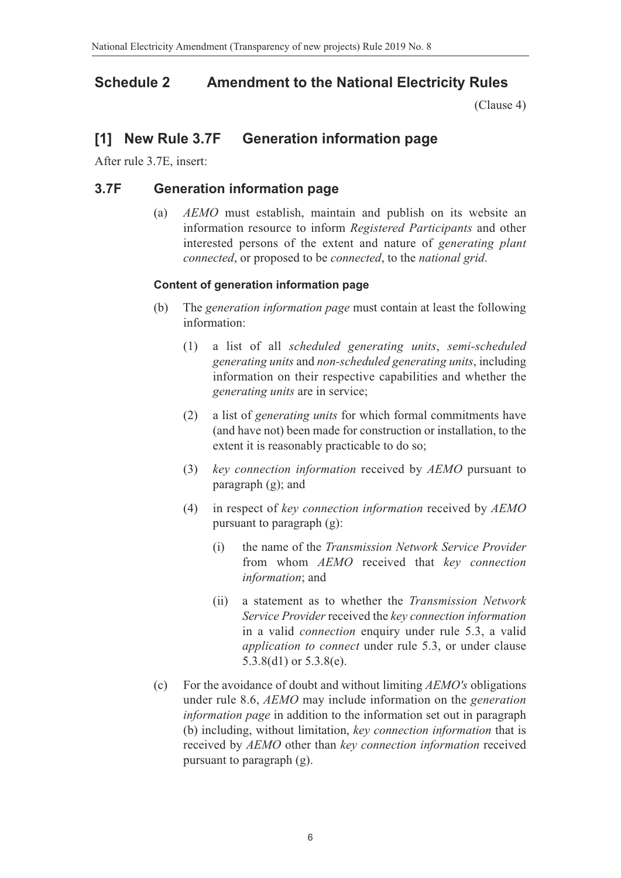## Schedule 2 Amendment to the National Electricity Rules

(Clause 4)

## [1] New Rule 3.7F Generation information page

After rule 3.7E, insert:

### 3.7F Generation information page

(a) *AEMO* must establish, maintain and publish on its website an information resource to inform *Registered Participants* and other interested persons of the extent and nature of *generating plant connected*, or proposed to be *connected*, to the *national grid*.

#### Content of generation information page

(b) The *generation information page* must contain at least the following information:

(1) a list of all *scheduled generating units*, *semi-scheduled generating units* and *non-scheduled generating units*, including information on their respective capabilities and whether the *generating units* are in service;

(2) a list of *generating units* for which formal commitments have (and have not) been made for construction or installation, to the extent it is reasonably practicable to do so;

(3) *key connection information* received by *AEMO* pursuant to paragraph (g); and

(4) in respect of *key connection information* received by *AEMO* pursuant to paragraph (g):

(i) the name of the *Transmission Network Service Provider* from whom *AEMO* received that *key connection information*; and

(ii) a statement as to whether the *Transmission Network Service Provider* received the *key connection information* in a valid *connection* enquiry under rule 5.3, a valid *application to connect* under rule 5.3, or under clause 5.3.8(d1) or 5.3.8(e).

(c) For the avoidance of doubt and without limiting *AEMO's* obligations under rule 8.6, *AEMO* may include information on the *generation information page* in addition to the information set out in paragraph (b) including, without limitation, *key connection information* that is received by *AEMO* other than *key connection information* received pursuant to paragraph (g).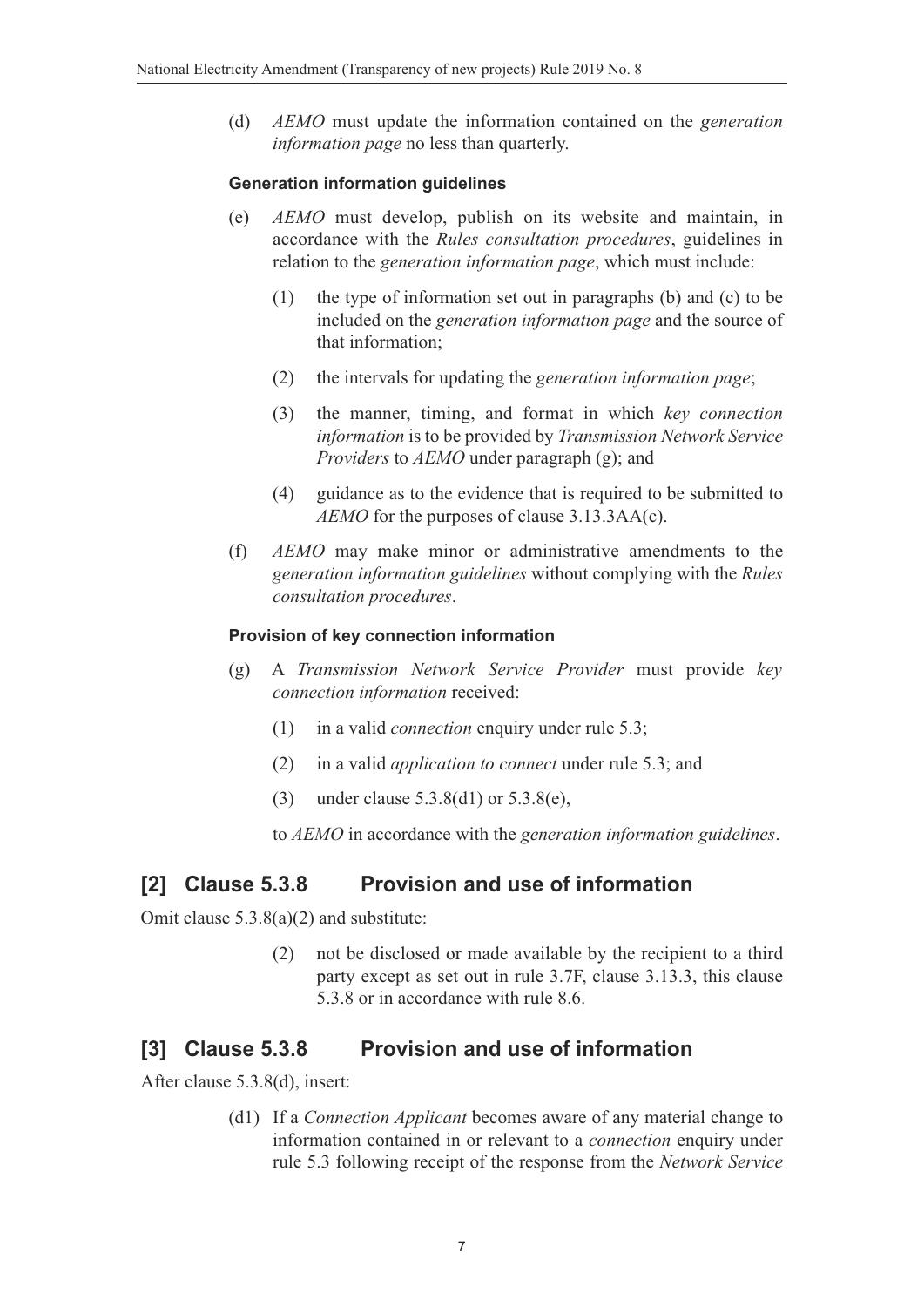(d) *AEMO* must update the information contained on the *generation information page* no less than quarterly.

**Generation information guidelines**

(e) *AEMO* must develop, publish on its website and maintain, in accordance with the *Rules consultation procedures*, guidelines in relation to the *generation information page*, which must include:

(1) the type of information set out in paragraphs (b) and (c) to be included on the *generation information page* and the source of that information;

(2) the intervals for updating the *generation information page*;

(3) the manner, timing, and format in which *key connection information* is to be provided by *Transmission Network Service Providers* to *AEMO* under paragraph (g); and

(4) guidance as to the evidence that is required to be submitted to *AEMO* for the purposes of clause 3.13.3AA(c).

(f) *AEMO* may make minor or administrative amendments to the *generation information guidelines* without complying with the *Rules consultation procedures*.

**Provision of key connection information**

(g) A *Transmission Network Service Provider* must provide *key connection information* received:

(1) in a valid *connection* enquiry under rule 5.3;

(2) in a valid *application to connect* under rule 5.3; and

(3) under clause 5.3.8(d1) or 5.3.8(e),

to *AEMO* in accordance with the *generation information guidelines*.

## [2] Clause 5.3.8 Provision and use of information

Omit clause 5.3.8(a)(2) and substitute:

(2) not be disclosed or made available by the recipient to a third party except as set out in rule 3.7F, clause 3.13.3, this clause 5.3.8 or in accordance with rule 8.6.

## [3] Clause 5.3.8 Provision and use of information

After clause 5.3.8(d), insert:

(d1) If a *Connection Applicant* becomes aware of any material change to information contained in or relevant to a *connection* enquiry under rule 5.3 following receipt of the response from the *Network Service*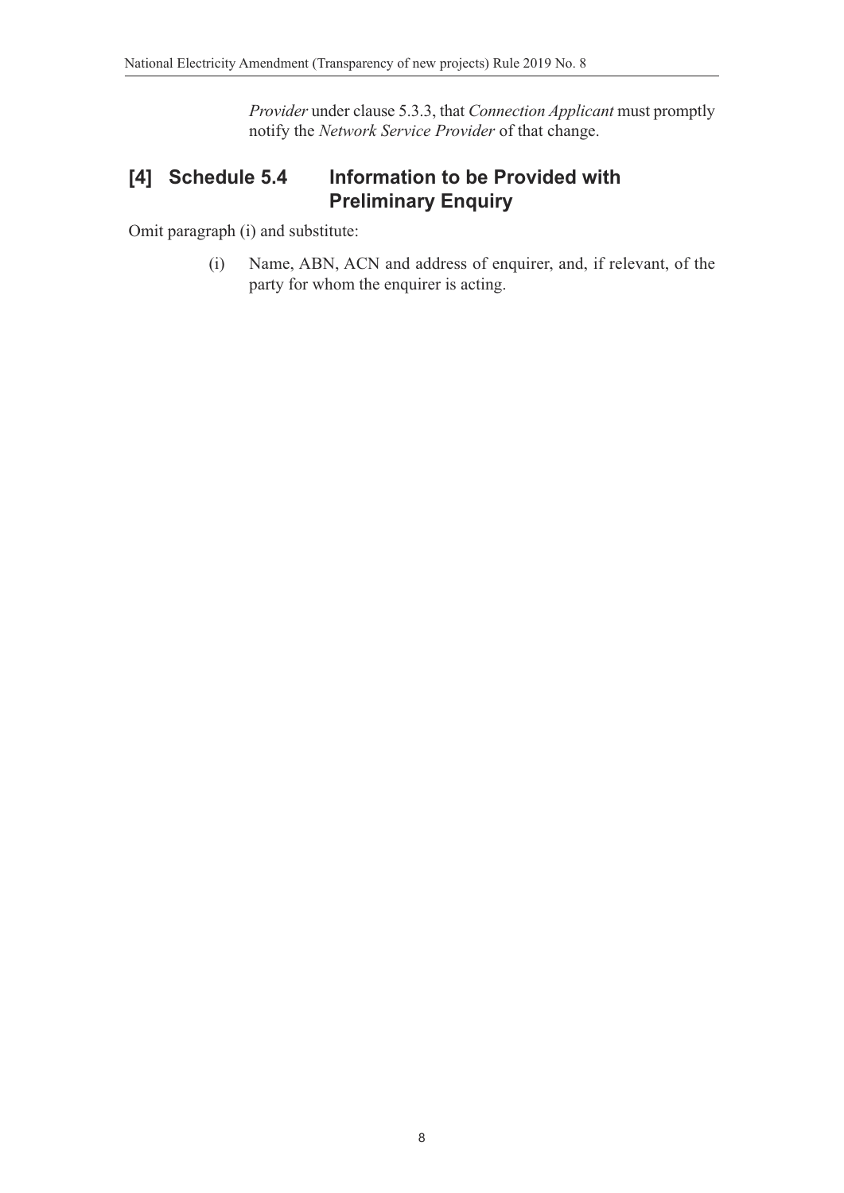*Provider* under clause 5.3.3, that *Connection Applicant* must promptly notify the *Network Service Provider* of that change.

## [4] Schedule 5.4 Information to be Provided with Preliminary Enquiry

Omit paragraph (i) and substitute:

(i) Name, ABN, ACN and address of enquirer, and, if relevant, of the party for whom the enquirer is acting.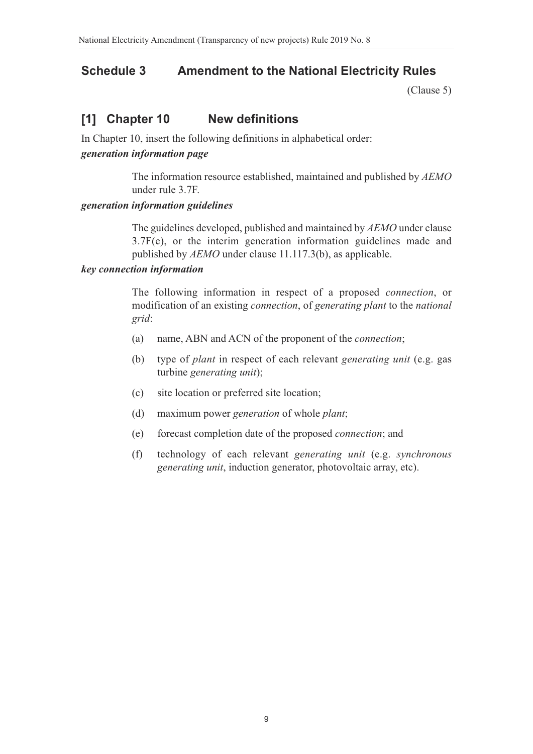## Schedule 3 Amendment to the National Electricity Rules

(Clause 5)

### [1] Chapter 10 New definitions

In Chapter 10, insert the following definitions in alphabetical order:

***generation information page***

The information resource established, maintained and published by *AEMO* under rule 3.7F.

***generation information guidelines***

The guidelines developed, published and maintained by *AEMO* under clause 3.7F(e), or the interim generation information guidelines made and published by *AEMO* under clause 11.117.3(b), as applicable.

***key connection information***

The following information in respect of a proposed *connection*, or modification of an existing *connection*, of *generating plant* to the *national grid*:

(a) name, ABN and ACN of the proponent of the *connection*;

(b) type of *plant* in respect of each relevant *generating unit* (e.g. gas turbine *generating unit*);

(c) site location or preferred site location;

(d) maximum power *generation* of whole *plant*;

(e) forecast completion date of the proposed *connection*; and

(f) technology of each relevant *generating unit* (e.g. *synchronous generating unit*, induction generator, photovoltaic array, etc).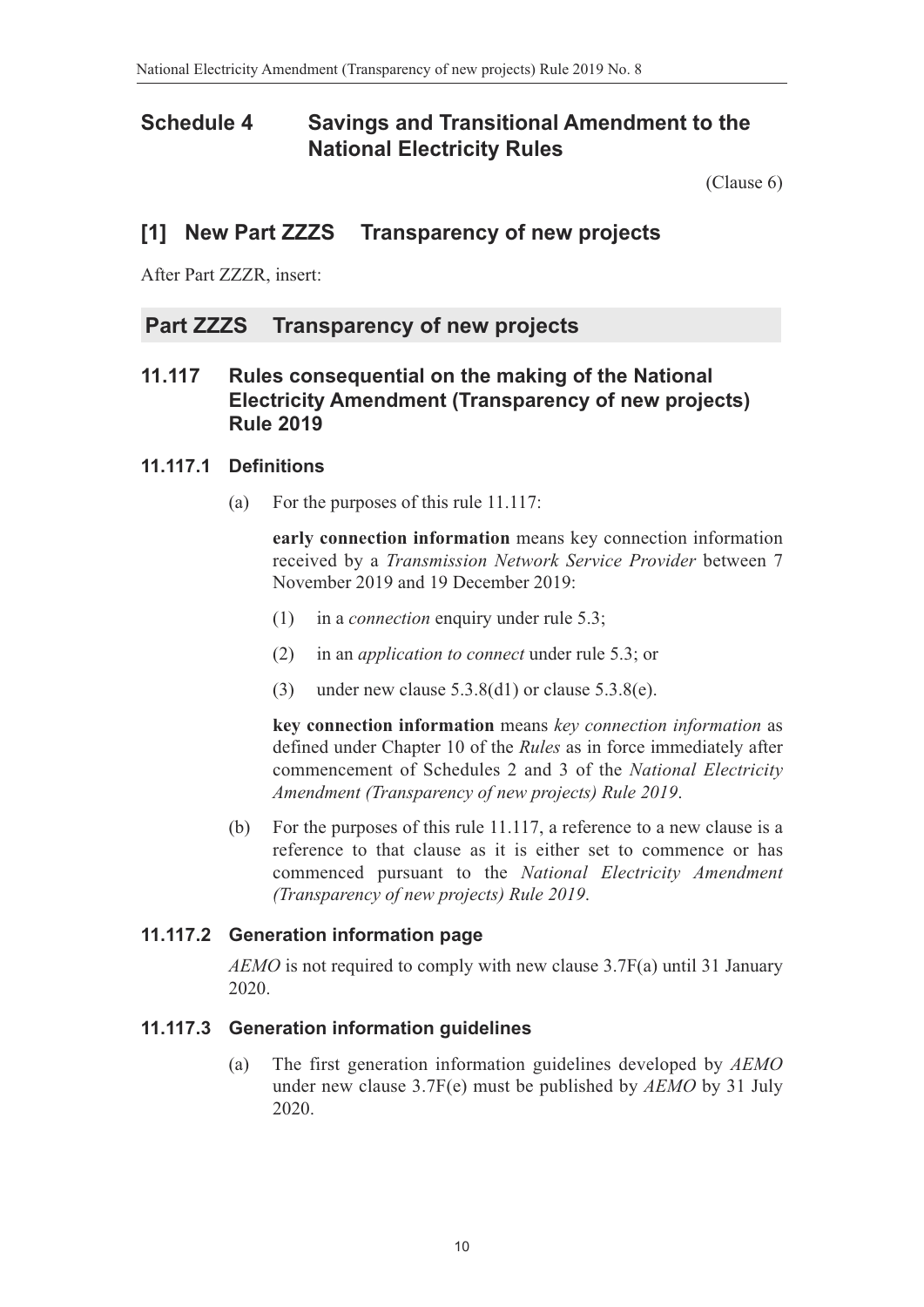## Schedule 4 Savings and Transitional Amendment to the National Electricity Rules

(Clause 6)

## [1] New Part ZZZS Transparency of new projects

After Part ZZZR, insert:

## Part ZZZS Transparency of new projects

### 11.117 Rules consequential on the making of the National Electricity Amendment (Transparency of new projects) Rule 2019

#### 11.117.1 Definitions

(a) For the purposes of this rule 11.117:

**early connection information** means key connection information received by a *Transmission Network Service Provider* between 7 November 2019 and 19 December 2019:

(1) in a *connection* enquiry under rule 5.3;

(2) in an *application to connect* under rule 5.3; or

(3) under new clause 5.3.8(d1) or clause 5.3.8(e).

**key connection information** means *key connection information* as defined under Chapter 10 of the *Rules* as in force immediately after commencement of Schedules 2 and 3 of the *National Electricity Amendment (Transparency of new projects) Rule 2019*.

(b) For the purposes of this rule 11.117, a reference to a new clause is a reference to that clause as it is either set to commence or has commenced pursuant to the *National Electricity Amendment (Transparency of new projects) Rule 2019*.

#### 11.117.2 Generation information page

*AEMO* is not required to comply with new clause 3.7F(a) until 31 January 2020.

#### 11.117.3 Generation information guidelines

(a) The first generation information guidelines developed by *AEMO* under new clause 3.7F(e) must be published by *AEMO* by 31 July 2020.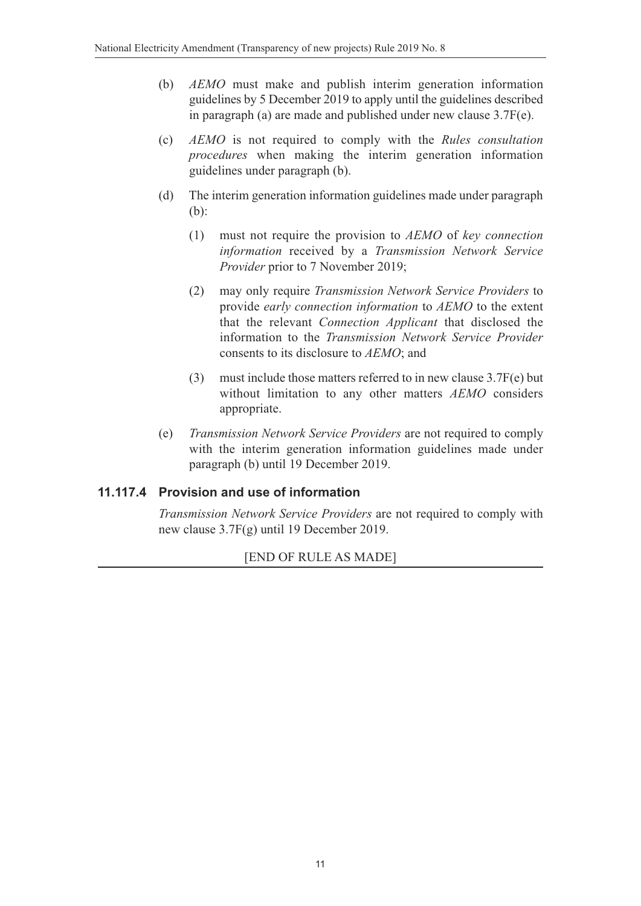(b) *AEMO* must make and publish interim generation information guidelines by 5 December 2019 to apply until the guidelines described in paragraph (a) are made and published under new clause 3.7F(e).

(c) *AEMO* is not required to comply with the *Rules consultation procedures* when making the interim generation information guidelines under paragraph (b).

(d) The interim generation information guidelines made under paragraph (b):

(1) must not require the provision to *AEMO* of *key connection information* received by a *Transmission Network Service Provider* prior to 7 November 2019;

(2) may only require *Transmission Network Service Providers* to provide *early connection information* to *AEMO* to the extent that the relevant *Connection Applicant* that disclosed the information to the *Transmission Network Service Provider* consents to its disclosure to *AEMO*; and

(3) must include those matters referred to in new clause 3.7F(e) but without limitation to any other matters *AEMO* considers appropriate.

(e) *Transmission Network Service Providers* are not required to comply with the interim generation information guidelines made under paragraph (b) until 19 December 2019.

### 11.117.4 Provision and use of information

*Transmission Network Service Providers* are not required to comply with new clause 3.7F(g) until 19 December 2019.

[END OF RULE AS MADE]